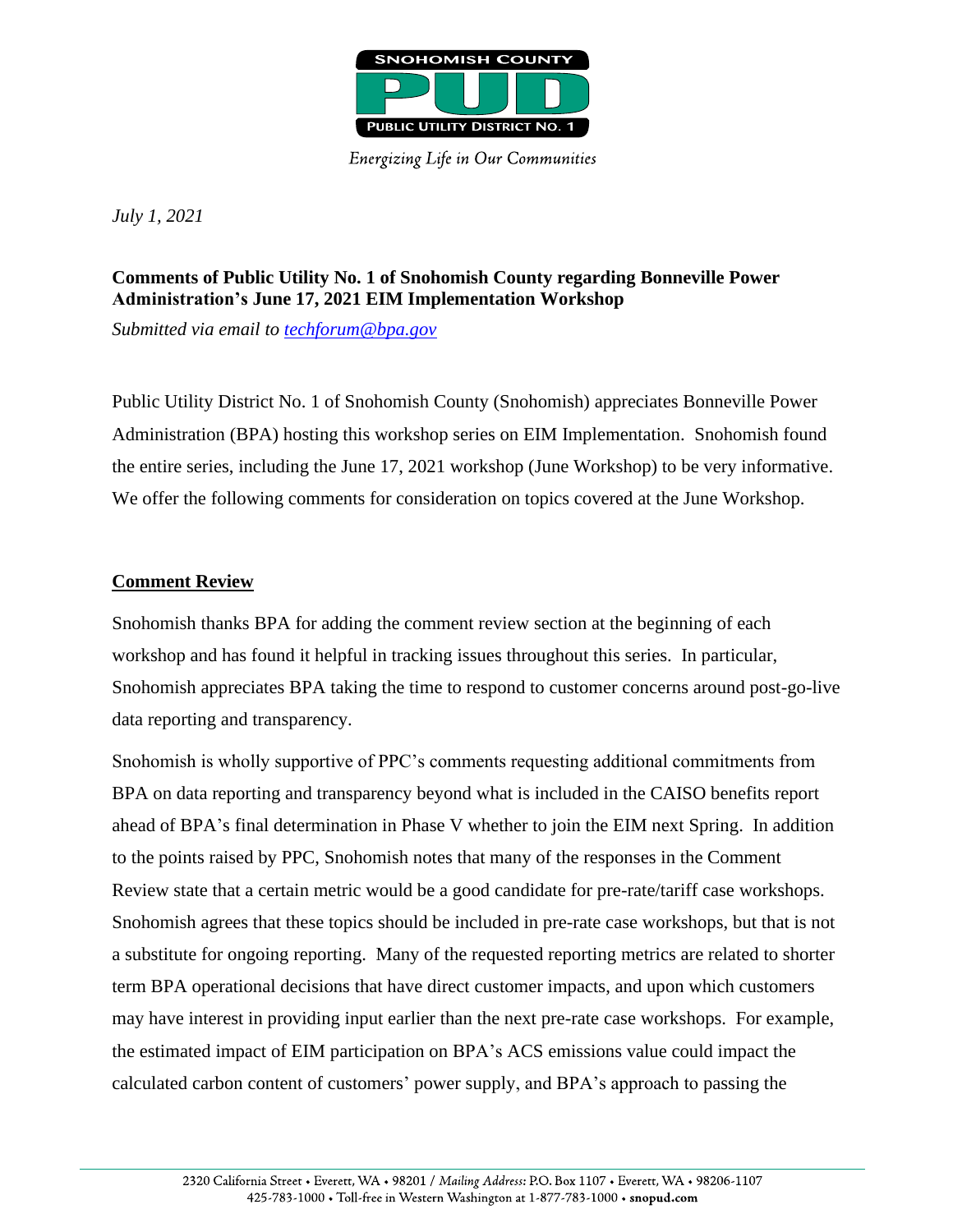Energizing Life in Our Communities

*July 1, 2021*

**Comments of Public Utility No. 1 of Snohomish County regarding Bonneville Power Administration's June 17, 2021 EIM Implementation Workshop**

*Submitted via email to [techforum@bpa.gov](mailto:techforum@bpa.gov)*

Public Utility District No. 1 of Snohomish County (Snohomish) appreciates Bonneville Power Administration (BPA) hosting this workshop series on EIM Implementation. Snohomish found the entire series, including the June 17, 2021 workshop (June Workshop) to be very informative. We offer the following comments for consideration on topics covered at the June Workshop.

## Comment Review

Snohomish thanks BPA for adding the comment review section at the beginning of each workshop and has found it helpful in tracking issues throughout this series. In particular, Snohomish appreciates BPA taking the time to respond to customer concerns around post-go-live data reporting and transparency.

Snohomish is wholly supportive of PPC's comments requesting additional commitments from BPA on data reporting and transparency beyond what is included in the CAISO benefits report ahead of BPA's final determination in Phase V whether to join the EIM next Spring. In addition to the points raised by PPC, Snohomish notes that many of the responses in the Comment Review state that a certain metric would be a good candidate for pre-rate/tariff case workshops. Snohomish agrees that these topics should be included in pre-rate case workshops, but that is not a substitute for ongoing reporting. Many of the requested reporting metrics are related to shorter term BPA operational decisions that have direct customer impacts, and upon which customers may have interest in providing input earlier than the next pre-rate case workshops. For example, the estimated impact of EIM participation on BPA's ACS emissions value could impact the calculated carbon content of customers' power supply, and BPA's approach to passing the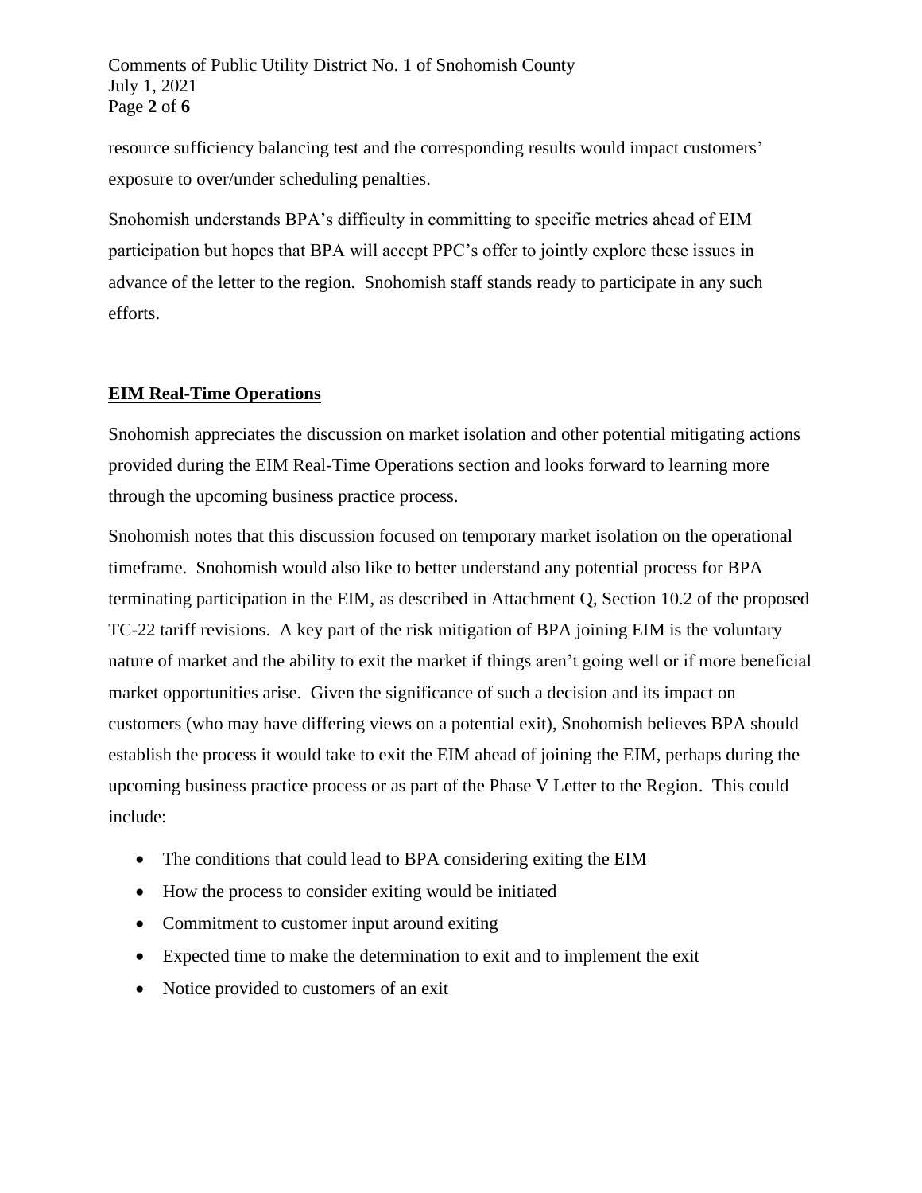resource sufficiency balancing test and the corresponding results would impact customers' exposure to over/under scheduling penalties.

Snohomish understands BPA's difficulty in committing to specific metrics ahead of EIM participation but hopes that BPA will accept PPC's offer to jointly explore these issues in advance of the letter to the region. Snohomish staff stands ready to participate in any such efforts.

## **EIM Real-Time Operations**

Snohomish appreciates the discussion on market isolation and other potential mitigating actions provided during the EIM Real-Time Operations section and looks forward to learning more through the upcoming business practice process.

Snohomish notes that this discussion focused on temporary market isolation on the operational timeframe. Snohomish would also like to better understand any potential process for BPA terminating participation in the EIM, as described in Attachment Q, Section 10.2 of the proposed TC-22 tariff revisions. A key part of the risk mitigation of BPA joining EIM is the voluntary nature of market and the ability to exit the market if things aren't going well or if more beneficial market opportunities arise. Given the significance of such a decision and its impact on customers (who may have differing views on a potential exit), Snohomish believes BPA should establish the process it would take to exit the EIM ahead of joining the EIM, perhaps during the upcoming business practice process or as part of the Phase V Letter to the Region. This could include:

- The conditions that could lead to BPA considering exiting the EIM
- How the process to consider exiting would be initiated
- Commitment to customer input around exiting
- Expected time to make the determination to exit and to implement the exit
- Notice provided to customers of an exit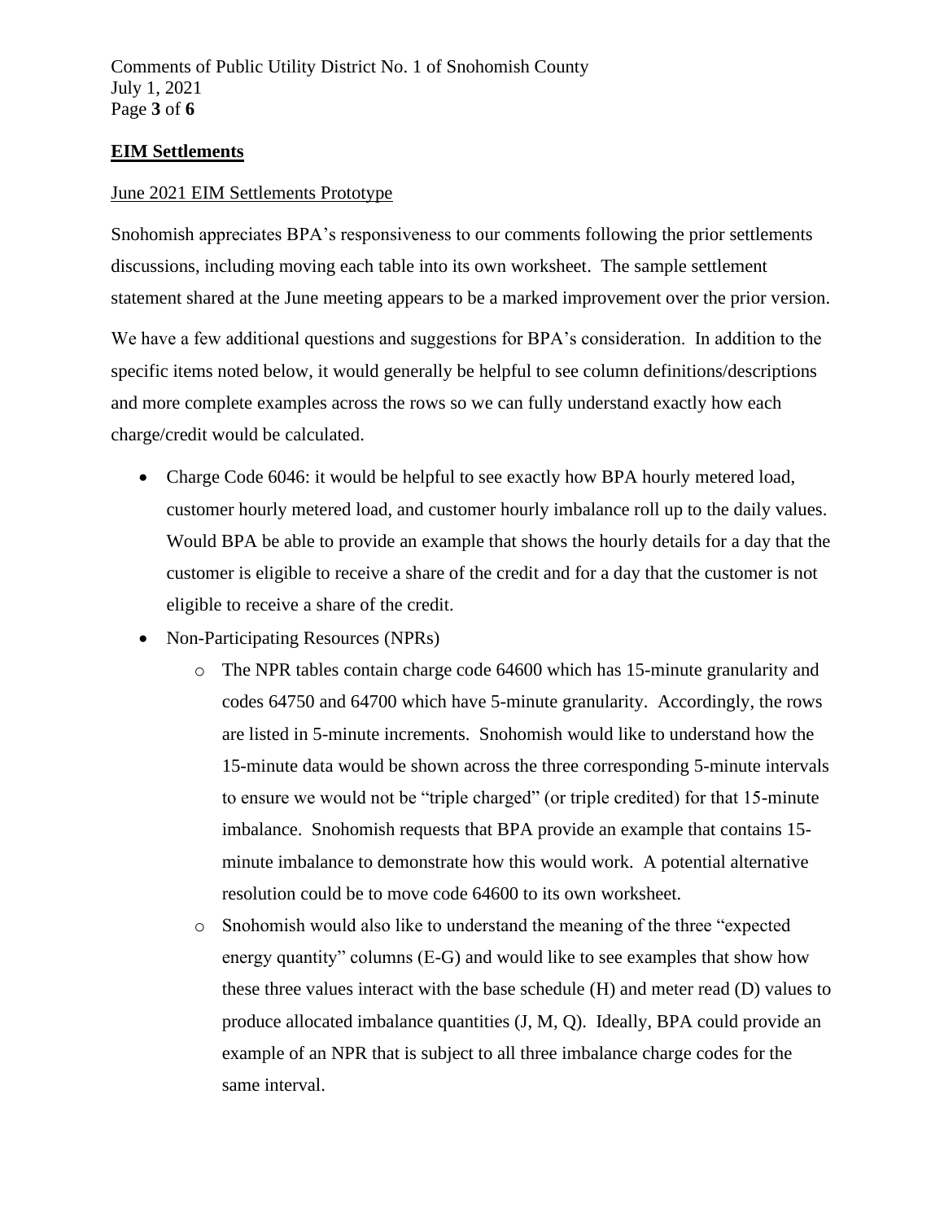**EIM Settlements**

June 2021 EIM Settlements Prototype

Snohomish appreciates BPA's responsiveness to our comments following the prior settlements discussions, including moving each table into its own worksheet. The sample settlement statement shared at the June meeting appears to be a marked improvement over the prior version.

We have a few additional questions and suggestions for BPA's consideration. In addition to the specific items noted below, it would generally be helpful to see column definitions/descriptions and more complete examples across the rows so we can fully understand exactly how each charge/credit would be calculated.

- Charge Code 6046: it would be helpful to see exactly how BPA hourly metered load, customer hourly metered load, and customer hourly imbalance roll up to the daily values. Would BPA be able to provide an example that shows the hourly details for a day that the customer is eligible to receive a share of the credit and for a day that the customer is not eligible to receive a share of the credit.
- Non-Participating Resources (NPRs)
    - The NPR tables contain charge code 64600 which has 15-minute granularity and codes 64750 and 64700 which have 5-minute granularity. Accordingly, the rows are listed in 5-minute increments. Snohomish would like to understand how the 15-minute data would be shown across the three corresponding 5-minute intervals to ensure we would not be "triple charged" (or triple credited) for that 15-minute imbalance. Snohomish requests that BPA provide an example that contains 15-minute imbalance to demonstrate how this would work. A potential alternative resolution could be to move code 64600 to its own worksheet.
    - Snohomish would also like to understand the meaning of the three "expected energy quantity" columns (E-G) and would like to see examples that show how these three values interact with the base schedule (H) and meter read (D) values to produce allocated imbalance quantities (J, M, Q). Ideally, BPA could provide an example of an NPR that is subject to all three imbalance charge codes for the same interval.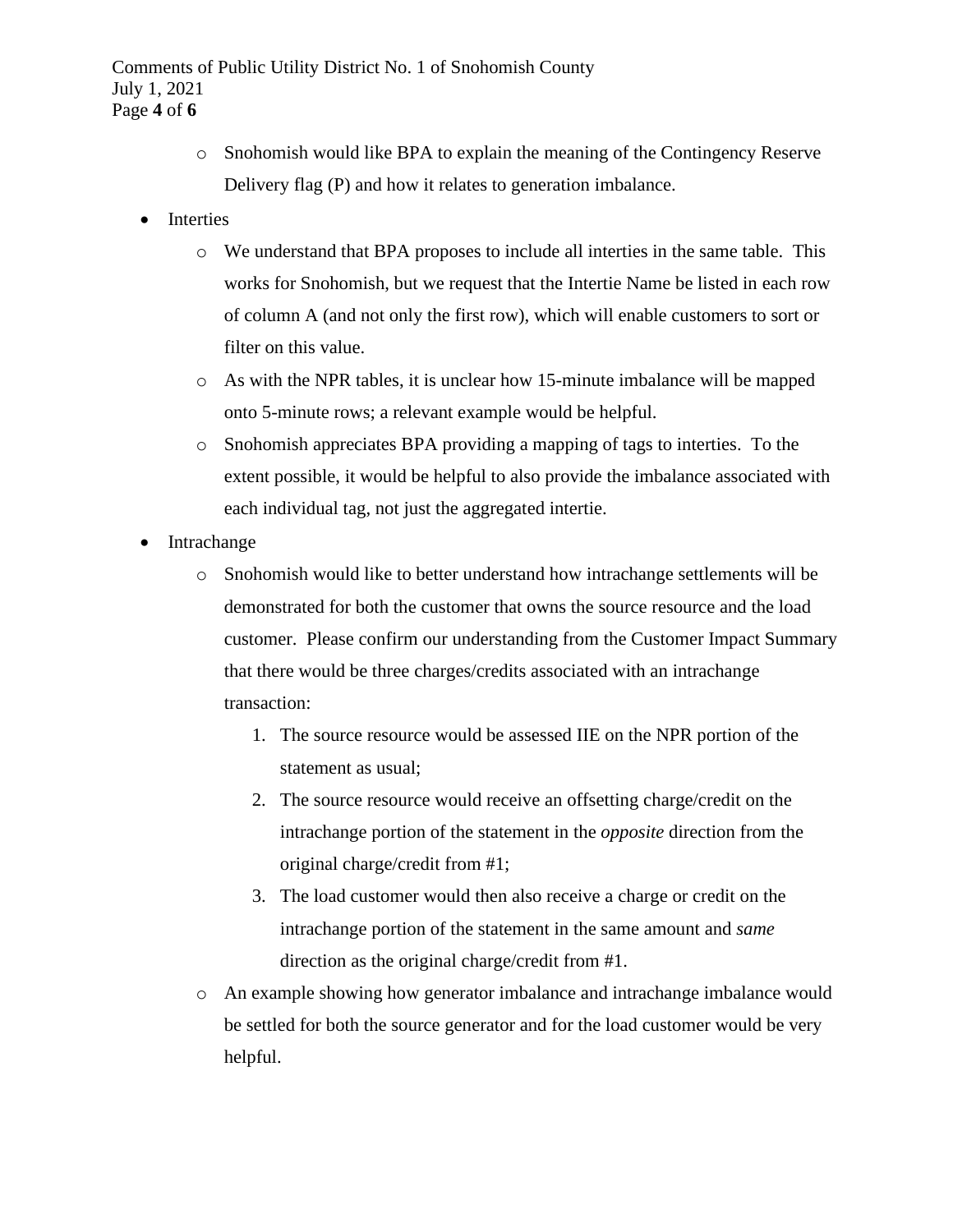- Snohomish would like BPA to explain the meaning of the Contingency Reserve Delivery flag (P) and how it relates to generation imbalance.

- Interties
  - We understand that BPA proposes to include all interties in the same table. This works for Snohomish, but we request that the Intertie Name be listed in each row of column A (and not only the first row), which will enable customers to sort or filter on this value.
  - As with the NPR tables, it is unclear how 15-minute imbalance will be mapped onto 5-minute rows; a relevant example would be helpful.
  - Snohomish appreciates BPA providing a mapping of tags to interties. To the extent possible, it would be helpful to also provide the imbalance associated with each individual tag, not just the aggregated intertie.

- Intrachange
  - Snohomish would like to better understand how intrachange settlements will be demonstrated for both the customer that owns the source resource and the load customer. Please confirm our understanding from the Customer Impact Summary that there would be three charges/credits associated with an intrachange transaction:
    1. The source resource would be assessed IIE on the NPR portion of the statement as usual;
    2. The source resource would receive an offsetting charge/credit on the intrachange portion of the statement in the *opposite* direction from the original charge/credit from #1;
    3. The load customer would then also receive a charge or credit on the intrachange portion of the statement in the same amount and *same* direction as the original charge/credit from #1.
  - An example showing how generator imbalance and intrachange imbalance would be settled for both the source generator and for the load customer would be very helpful.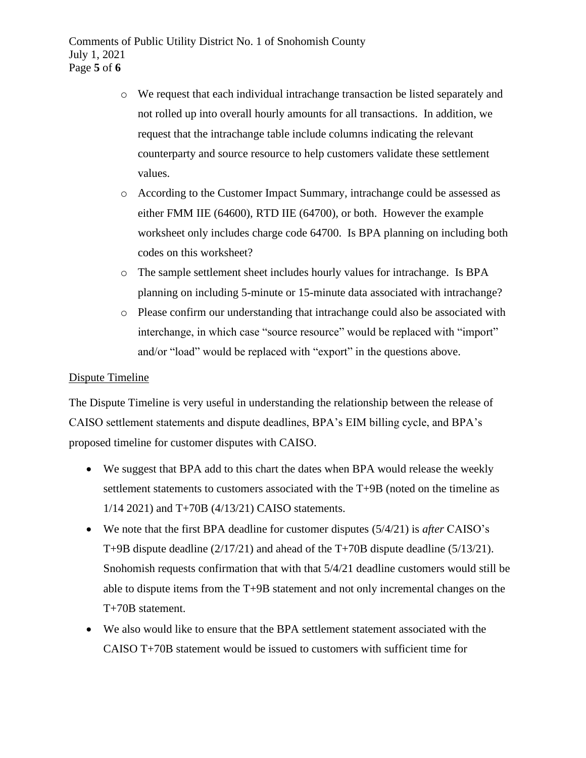- We request that each individual intrachange transaction be listed separately and not rolled up into overall hourly amounts for all transactions. In addition, we request that the intrachange table include columns indicating the relevant counterparty and source resource to help customers validate these settlement values.
- According to the Customer Impact Summary, intrachange could be assessed as either FMM IIE (64600), RTD IIE (64700), or both. However the example worksheet only includes charge code 64700. Is BPA planning on including both codes on this worksheet?
- The sample settlement sheet includes hourly values for intrachange. Is BPA planning on including 5-minute or 15-minute data associated with intrachange?
- Please confirm our understanding that intrachange could also be associated with interchange, in which case "source resource" would be replaced with "import" and/or "load" would be replaced with "export" in the questions above.

<u>Dispute Timeline</u>

The Dispute Timeline is very useful in understanding the relationship between the release of CAISO settlement statements and dispute deadlines, BPA's EIM billing cycle, and BPA's proposed timeline for customer disputes with CAISO.

- We suggest that BPA add to this chart the dates when BPA would release the weekly settlement statements to customers associated with the T+9B (noted on the timeline as 1/14 2021) and T+70B (4/13/21) CAISO statements.
- We note that the first BPA deadline for customer disputes (5/4/21) is *after* CAISO's T+9B dispute deadline (2/17/21) and ahead of the T+70B dispute deadline (5/13/21). Snohomish requests confirmation that with that 5/4/21 deadline customers would still be able to dispute items from the T+9B statement and not only incremental changes on the T+70B statement.
- We also would like to ensure that the BPA settlement statement associated with the CAISO T+70B statement would be issued to customers with sufficient time for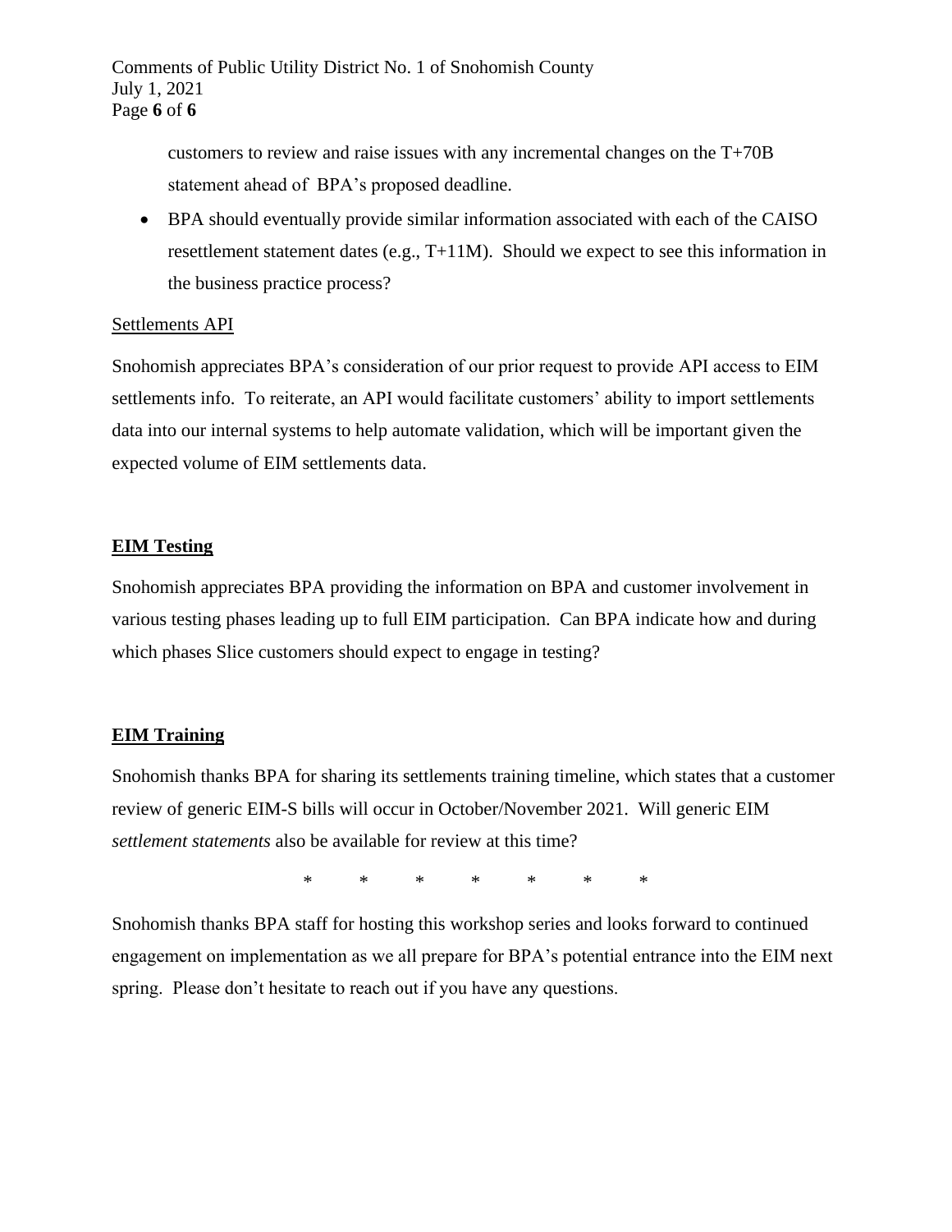customers to review and raise issues with any incremental changes on the T+70B statement ahead of BPA's proposed deadline.

- BPA should eventually provide similar information associated with each of the CAISO resettlement statement dates (e.g., T+11M). Should we expect to see this information in the business practice process?

Settlements API

Snohomish appreciates BPA's consideration of our prior request to provide API access to EIM settlements info. To reiterate, an API would facilitate customers' ability to import settlements data into our internal systems to help automate validation, which will be important given the expected volume of EIM settlements data.

## EIM Testing

Snohomish appreciates BPA providing the information on BPA and customer involvement in various testing phases leading up to full EIM participation. Can BPA indicate how and during which phases Slice customers should expect to engage in testing?

## EIM Training

Snohomish thanks BPA for sharing its settlements training timeline, which states that a customer review of generic EIM-S bills will occur in October/November 2021. Will generic EIM *settlement statements* also be available for review at this time?

\* \* \* \* \* \* \*

Snohomish thanks BPA staff for hosting this workshop series and looks forward to continued engagement on implementation as we all prepare for BPA's potential entrance into the EIM next spring. Please don't hesitate to reach out if you have any questions.